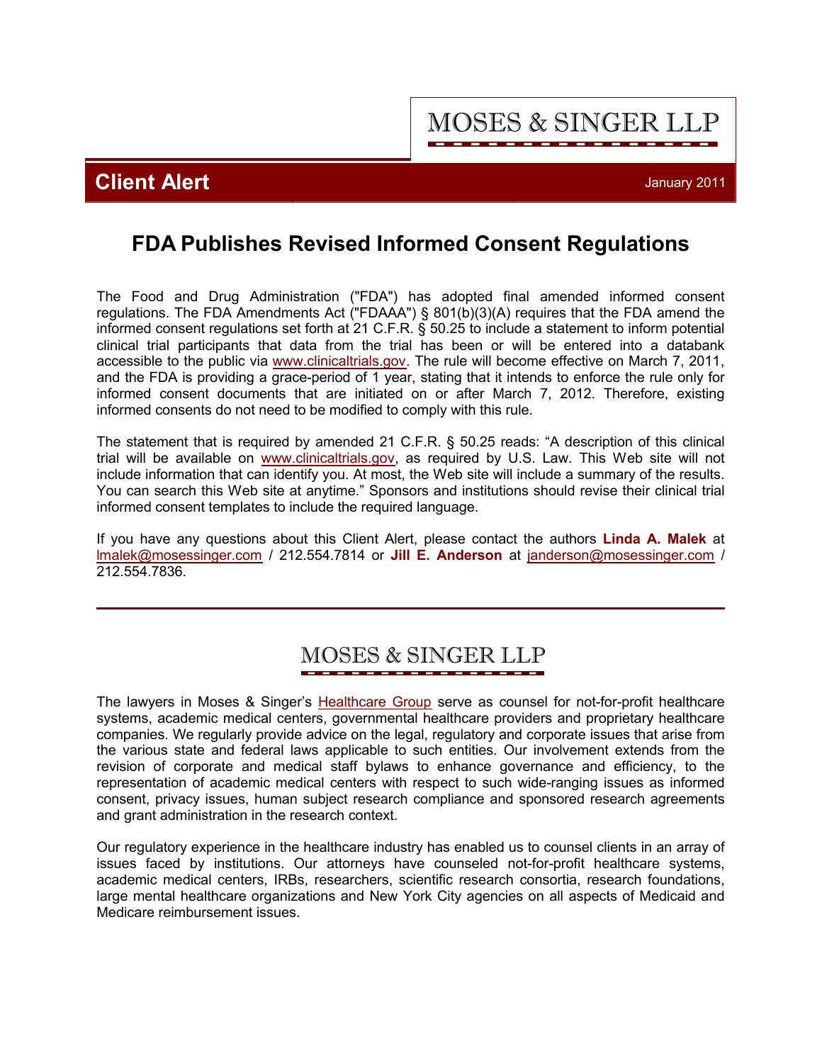MOSES & SINGER LLP

**Client Alert** January 2011

# FDA Publishes Revised Informed Consent Regulations

The Food and Drug Administration ("FDA") has adopted final amended informed consent regulations. The FDA Amendments Act ("FDAAA") § 801(b)(3)(A) requires that the FDA amend the informed consent regulations set forth at 21 C.F.R. § 50.25 to include a statement to inform potential clinical trial participants that data from the trial has been or will be entered into a databank accessible to the public via www.clinicaltrials.gov. The rule will become effective on March 7, 2011, and the FDA is providing a grace-period of 1 year, stating that it intends to enforce the rule only for informed consent documents that are initiated on or after March 7, 2012. Therefore, existing informed consents do not need to be modified to comply with this rule.

The statement that is required by amended 21 C.F.R. § 50.25 reads: "A description of this clinical trial will be available on www.clinicaltrials.gov, as required by U.S. Law. This Web site will not include information that can identify you. At most, the Web site will include a summary of the results. You can search this Web site at anytime." Sponsors and institutions should revise their clinical trial informed consent templates to include the required language.

If you have any questions about this Client Alert, please contact the authors **Linda A. Malek** at lmalek@mosessinger.com / 212.554.7814 or **Jill E. Anderson** at janderson@mosessinger.com / 212.554.7836.

---

MOSES & SINGER LLP

The lawyers in Moses & Singer's Healthcare Group serve as counsel for not-for-profit healthcare systems, academic medical centers, governmental healthcare providers and proprietary healthcare companies. We regularly provide advice on the legal, regulatory and corporate issues that arise from the various state and federal laws applicable to such entities. Our involvement extends from the revision of corporate and medical staff bylaws to enhance governance and efficiency, to the representation of academic medical centers with respect to such wide-ranging issues as informed consent, privacy issues, human subject research compliance and sponsored research agreements and grant administration in the research context.

Our regulatory experience in the healthcare industry has enabled us to counsel clients in an array of issues faced by institutions. Our attorneys have counseled not-for-profit healthcare systems, academic medical centers, IRBs, researchers, scientific research consortia, research foundations, large mental healthcare organizations and New York City agencies on all aspects of Medicaid and Medicare reimbursement issues.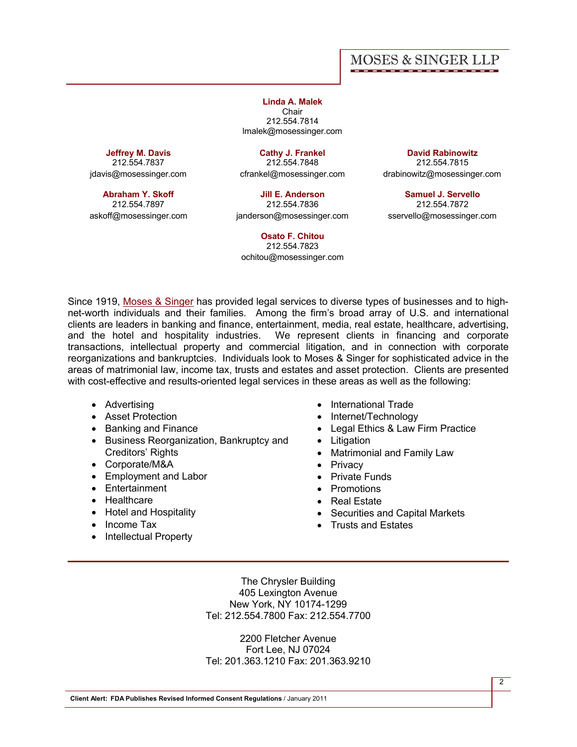MOSES & SINGER LLP

**Linda A. Malek**
Chair
212.554.7814
lmalek@mosessinger.com

**Jeffrey M. Davis**
212.554.7837
jdavis@mosessinger.com

**Cathy J. Frankel**
212.554.7848
cfrankel@mosessinger.com

**David Rabinowitz**
212.554.7815
drabinowitz@mosessinger.com

**Abraham Y. Skoff**
212.554.7897
askoff@mosessinger.com

**Jill E. Anderson**
212.554.7836
janderson@mosessinger.com

**Samuel J. Servello**
212.554.7872
sservello@mosessinger.com

**Osato F. Chitou**
212.554.7823
ochitou@mosessinger.com

Since 1919, Moses & Singer has provided legal services to diverse types of businesses and to high-net-worth individuals and their families. Among the firm's broad array of U.S. and international clients are leaders in banking and finance, entertainment, media, real estate, healthcare, advertising, and the hotel and hospitality industries. We represent clients in financing and corporate transactions, intellectual property and commercial litigation, and in connection with corporate reorganizations and bankruptcies. Individuals look to Moses & Singer for sophisticated advice in the areas of matrimonial law, income tax, trusts and estates and asset protection. Clients are presented with cost-effective and results-oriented legal services in these areas as well as the following:

- Advertising
- Asset Protection
- Banking and Finance
- Business Reorganization, Bankruptcy and Creditors' Rights
- Corporate/M&A
- Employment and Labor
- Entertainment
- Healthcare
- Hotel and Hospitality
- Income Tax
- Intellectual Property
- International Trade
- Internet/Technology
- Legal Ethics & Law Firm Practice
- Litigation
- Matrimonial and Family Law
- Privacy
- Private Funds
- Promotions
- Real Estate
- Securities and Capital Markets
- Trusts and Estates

The Chrysler Building
405 Lexington Avenue
New York, NY 10174-1299
Tel: 212.554.7800 Fax: 212.554.7700

2200 Fletcher Avenue
Fort Lee, NJ 07024
Tel: 201.363.1210 Fax: 201.363.9210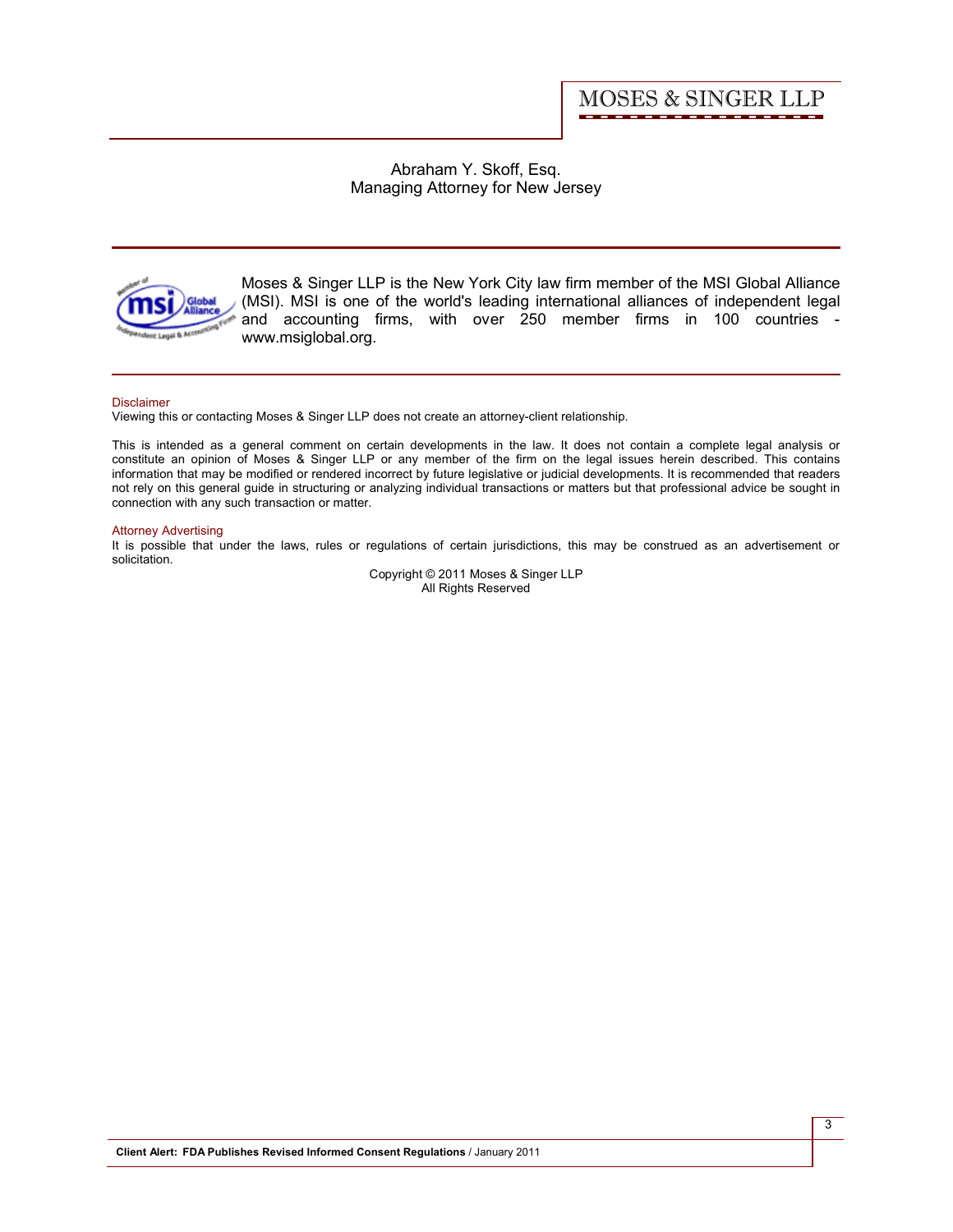Abraham Y. Skoff, Esq.
Managing Attorney for New Jersey

---

Moses & Singer LLP is the New York City law firm member of the MSI Global Alliance (MSI). MSI is one of the world's leading international alliances of independent legal and accounting firms, with over 250 member firms in 100 countries - www.msiglobal.org.

---

Disclaimer

Viewing this or contacting Moses & Singer LLP does not create an attorney-client relationship.

This is intended as a general comment on certain developments in the law. It does not contain a complete legal analysis or constitute an opinion of Moses & Singer LLP or any member of the firm on the legal issues herein described. This contains information that may be modified or rendered incorrect by future legislative or judicial developments. It is recommended that readers not rely on this general guide in structuring or analyzing individual transactions or matters but that professional advice be sought in connection with any such transaction or matter.

Attorney Advertising

It is possible that under the laws, rules or regulations of certain jurisdictions, this may be construed as an advertisement or solicitation.

Copyright © 2011 Moses & Singer LLP
All Rights Reserved